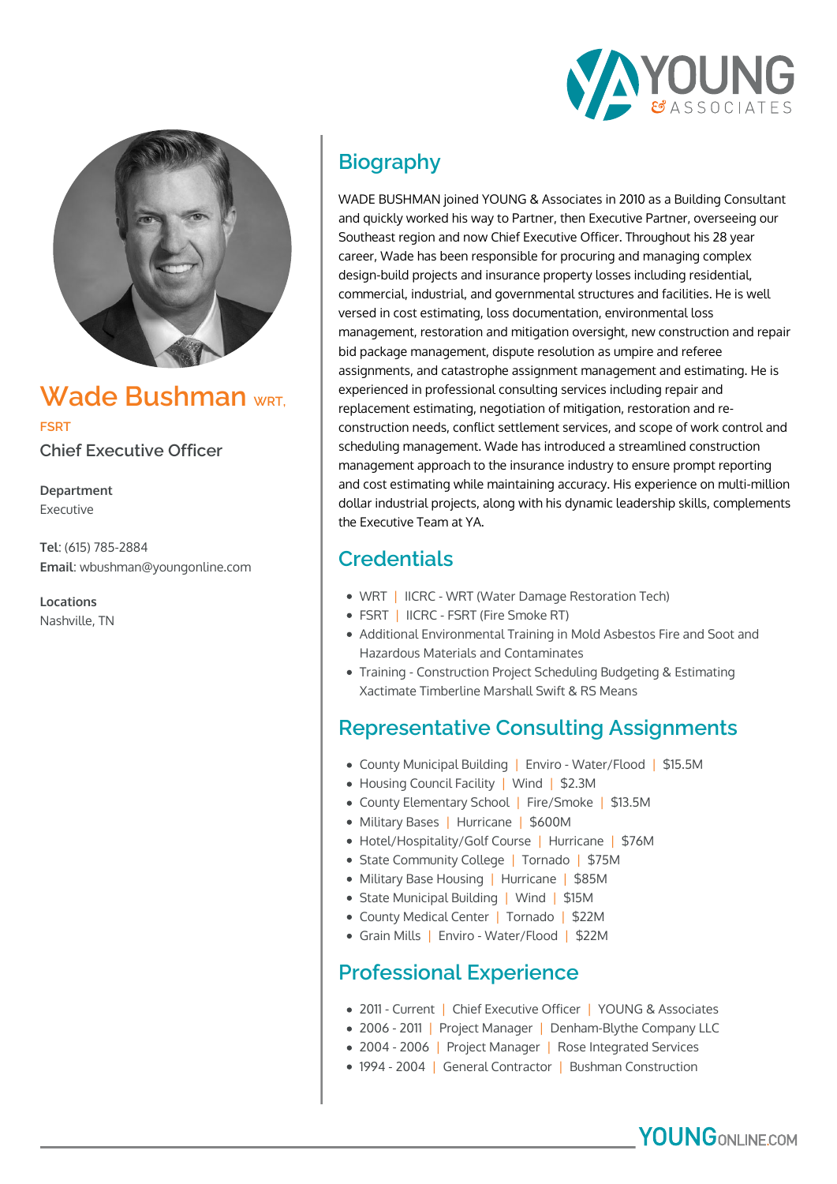# Wade Bushman WRT, FSRT

### Chief Executive Officer

**Department**
Executive

**Tel**: (615) 785-2884
**Email**: wbushman@youngonline.com

**Locations**
Nashville, TN

## Biography

WADE BUSHMAN joined YOUNG & Associates in 2010 as a Building Consultant and quickly worked his way to Partner, then Executive Partner, overseeing our Southeast region and now Chief Executive Officer. Throughout his 28 year career, Wade has been responsible for procuring and managing complex design-build projects and insurance property losses including residential, commercial, industrial, and governmental structures and facilities. He is well versed in cost estimating, loss documentation, environmental loss management, restoration and mitigation oversight, new construction and repair bid package management, dispute resolution as umpire and referee assignments, and catastrophe assignment management and estimating. He is experienced in professional consulting services including repair and replacement estimating, negotiation of mitigation, restoration and re-construction needs, conflict settlement services, and scope of work control and scheduling management. Wade has introduced a streamlined construction management approach to the insurance industry to ensure prompt reporting and cost estimating while maintaining accuracy. His experience on multi-million dollar industrial projects, along with his dynamic leadership skills, complements the Executive Team at YA.

## Credentials

- WRT | IICRC - WRT (Water Damage Restoration Tech)
- FSRT | IICRC - FSRT (Fire Smoke RT)
- Additional Environmental Training in Mold Asbestos Fire and Soot and Hazardous Materials and Contaminates
- Training - Construction Project Scheduling Budgeting & Estimating Xactimate Timberline Marshall Swift & RS Means

## Representative Consulting Assignments

- County Municipal Building | Enviro - Water/Flood | $15.5M
- Housing Council Facility | Wind | $2.3M
- County Elementary School | Fire/Smoke | $13.5M
- Military Bases | Hurricane | $600M
- Hotel/Hospitality/Golf Course | Hurricane | $76M
- State Community College | Tornado | $75M
- Military Base Housing | Hurricane | $85M
- State Municipal Building | Wind | $15M
- County Medical Center | Tornado | $22M
- Grain Mills | Enviro - Water/Flood | $22M

## Professional Experience

- 2011 - Current | Chief Executive Officer | YOUNG & Associates
- 2006 - 2011 | Project Manager | Denham-Blythe Company LLC
- 2004 - 2006 | Project Manager | Rose Integrated Services
- 1994 - 2004 | General Contractor | Bushman Construction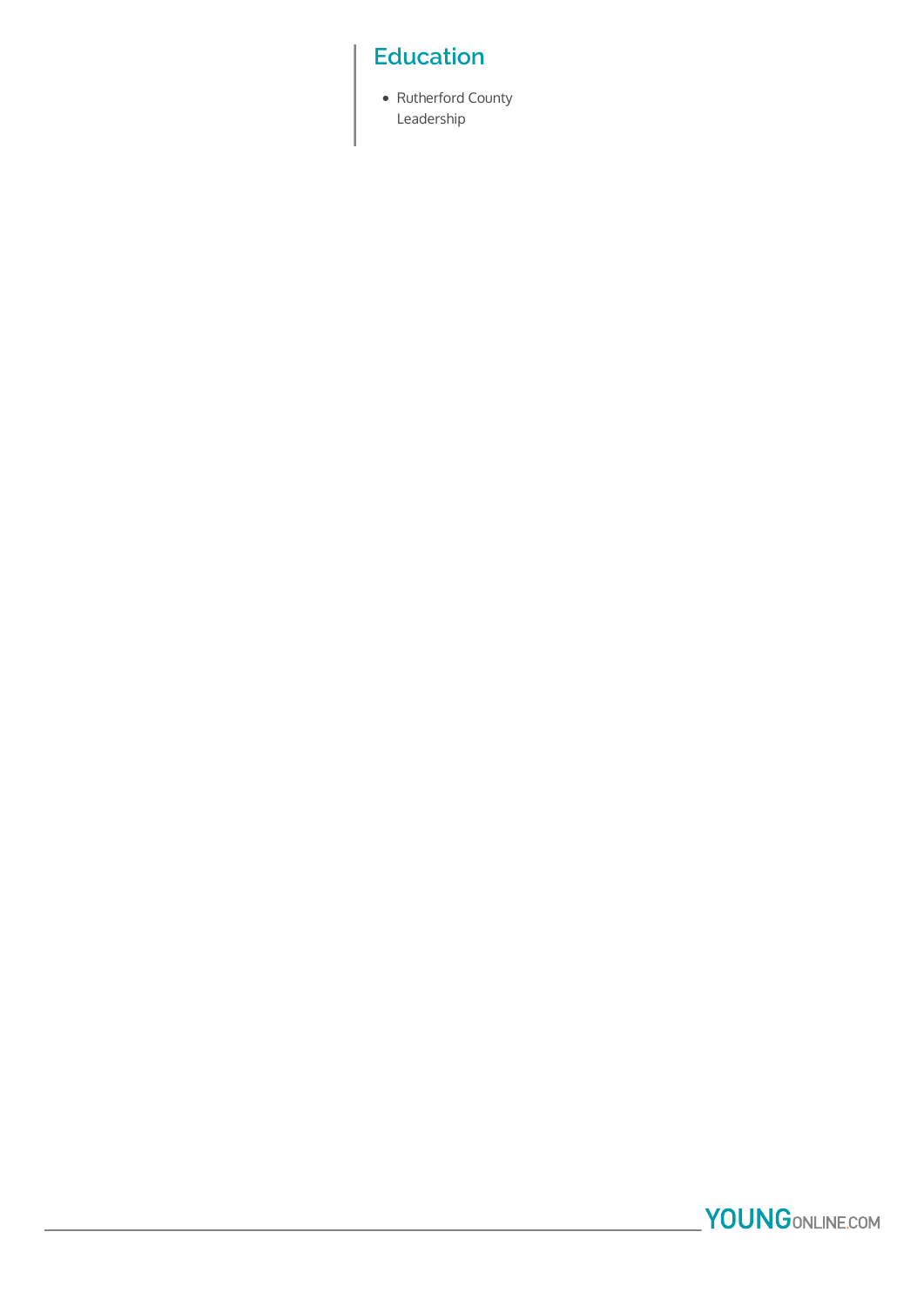## Education

- Rutherford County Leadership